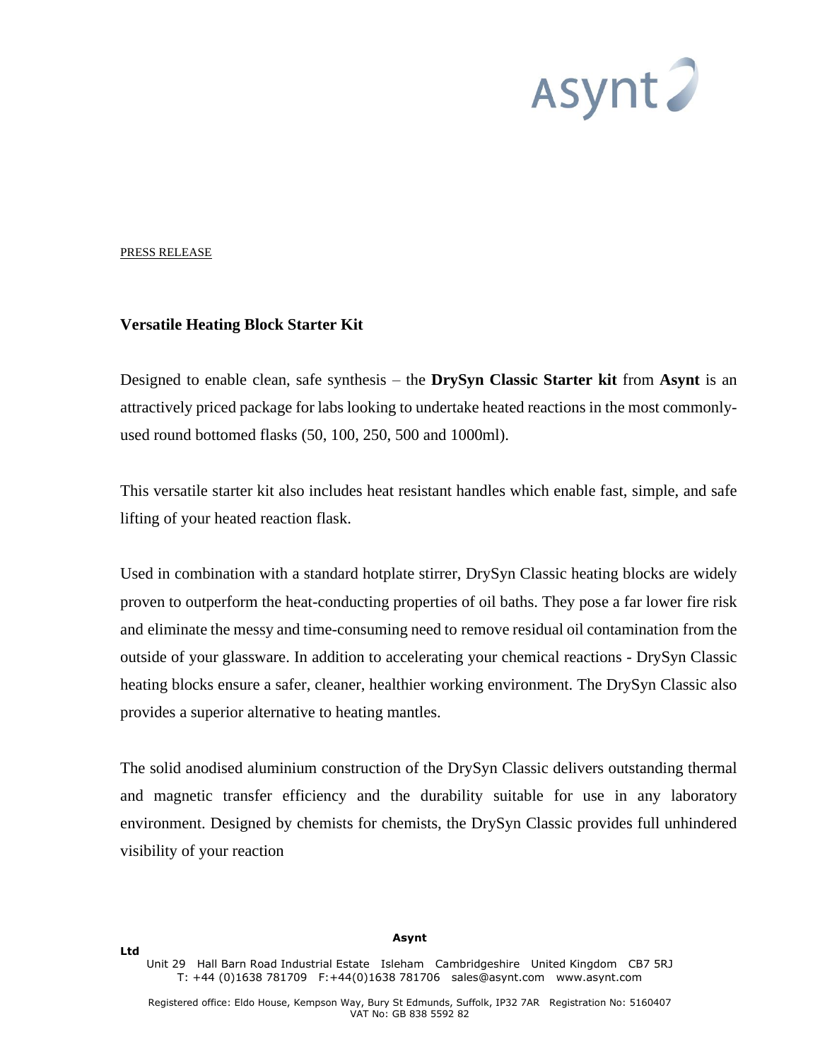PRESS RELEASE

## Versatile Heating Block Starter Kit

Designed to enable clean, safe synthesis – the **DrySyn Classic Starter kit** from **Asynt** is an attractively priced package for labs looking to undertake heated reactions in the most commonly-used round bottomed flasks (50, 100, 250, 500 and 1000ml).

This versatile starter kit also includes heat resistant handles which enable fast, simple, and safe lifting of your heated reaction flask.

Used in combination with a standard hotplate stirrer, DrySyn Classic heating blocks are widely proven to outperform the heat-conducting properties of oil baths. They pose a far lower fire risk and eliminate the messy and time-consuming need to remove residual oil contamination from the outside of your glassware. In addition to accelerating your chemical reactions - DrySyn Classic heating blocks ensure a safer, cleaner, healthier working environment. The DrySyn Classic also provides a superior alternative to heating mantles.

The solid anodised aluminium construction of the DrySyn Classic delivers outstanding thermal and magnetic transfer efficiency and the durability suitable for use in any laboratory environment. Designed by chemists for chemists, the DrySyn Classic provides full unhindered visibility of your reaction

**Asynt Ltd**
Unit 29 Hall Barn Road Industrial Estate Isleham Cambridgeshire United Kingdom CB7 5RJ
T: +44 (0)1638 781709 F:+44(0)1638 781706 sales@asynt.com www.asynt.com

Registered office: Eldo House, Kempson Way, Bury St Edmunds, Suffolk, IP32 7AR Registration No: 5160407
VAT No: GB 838 5592 82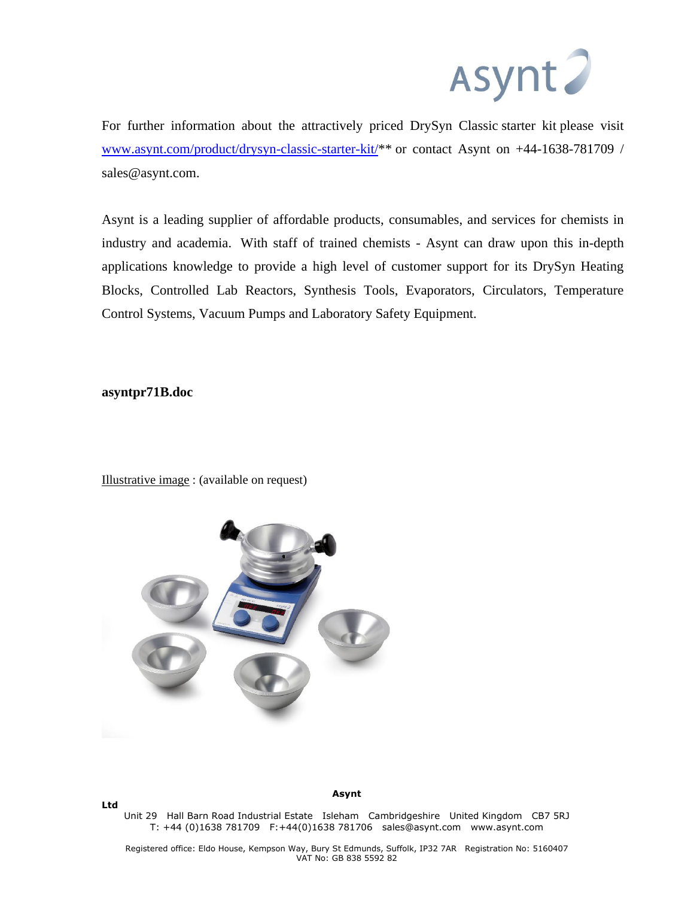For further information about the attractively priced DrySyn Classic starter kit please visit [www.asynt.com/product/drysyn-classic-starter-kit/](http://www.asynt.com/product/drysyn-classic-starter-kit/)** or contact Asynt on +44-1638-781709 / sales@asynt.com.

Asynt is a leading supplier of affordable products, consumables, and services for chemists in industry and academia. With staff of trained chemists - Asynt can draw upon this in-depth applications knowledge to provide a high level of customer support for its DrySyn Heating Blocks, Controlled Lab Reactors, Synthesis Tools, Evaporators, Circulators, Temperature Control Systems, Vacuum Pumps and Laboratory Safety Equipment.

**asyntpr71B.doc**

Illustrative image : (available on request)

**Asynt Ltd**

Unit 29 Hall Barn Road Industrial Estate Isleham Cambridgeshire United Kingdom CB7 5RJ
T: +44 (0)1638 781709 F:+44(0)1638 781706 sales@asynt.com www.asynt.com

Registered office: Eldo House, Kempson Way, Bury St Edmunds, Suffolk, IP32 7AR Registration No: 5160407
VAT No: GB 838 5592 82